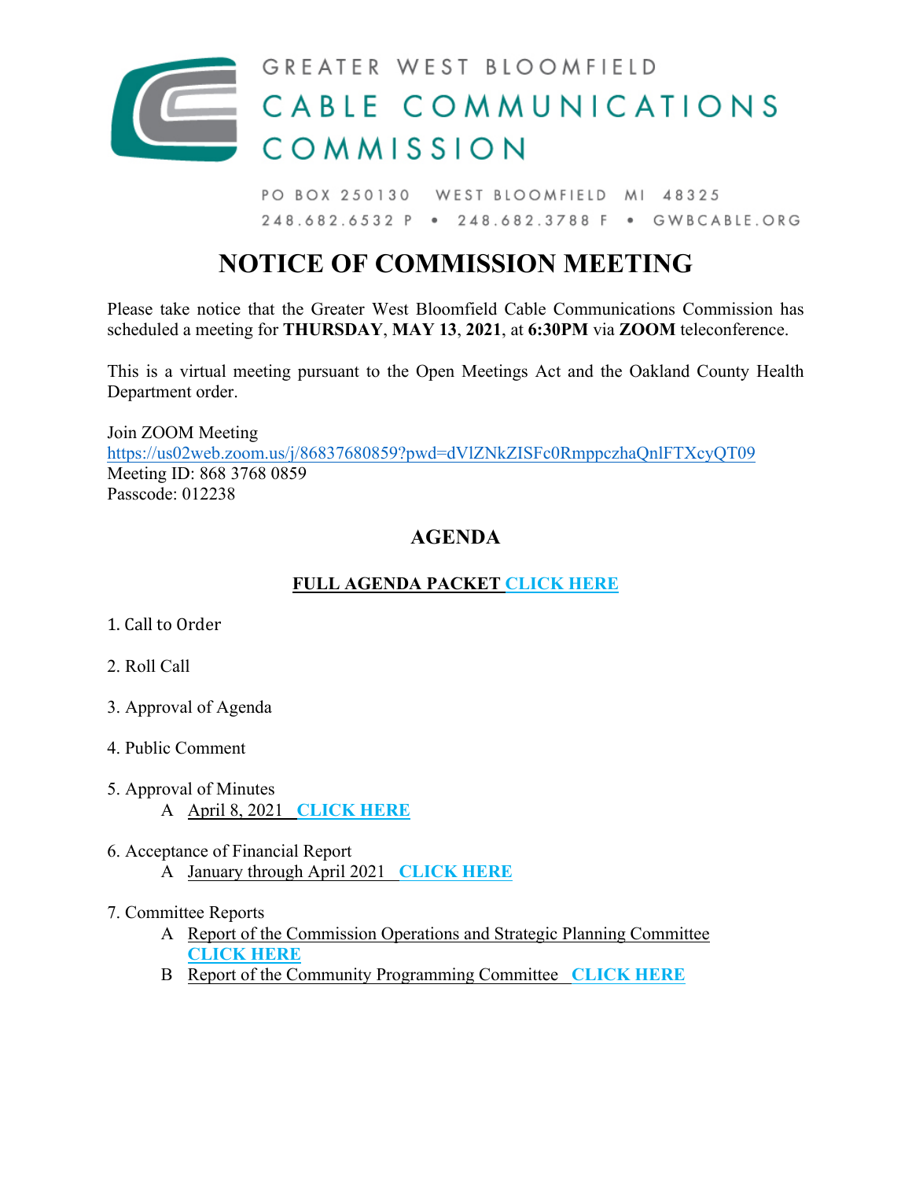GREATER WEST BLOOMFIELD

CABLE COMMUNICATIONS

COMMISSION

PO BOX 250130 WEST BLOOMFIELD MI 48325

248.682.6532 P • 248.682.3788 F • GWBCABLE.ORG

# NOTICE OF COMMISSION MEETING

Please take notice that the Greater West Bloomfield Cable Communications Commission has scheduled a meeting for **THURSDAY**, **MAY 13**, **2021**, at **6:30PM** via **ZOOM** teleconference.

This is a virtual meeting pursuant to the Open Meetings Act and the Oakland County Health Department order.

Join ZOOM Meeting
https://us02web.zoom.us/j/86837680859?pwd=dVlZNkZISFc0RmppczhaQnlFTXcyQT09
Meeting ID: 868 3768 0859
Passcode: 012238

## AGENDA

**FULL AGENDA PACKET CLICK HERE**

1. Call to Order

2. Roll Call

3. Approval of Agenda

4. Public Comment

5. Approval of Minutes
   - A April 8, 2021 **CLICK HERE**

6. Acceptance of Financial Report
   - A January through April 2021 **CLICK HERE**

7. Committee Reports
   - A Report of the Commission Operations and Strategic Planning Committee **CLICK HERE**
   - B Report of the Community Programming Committee **CLICK HERE**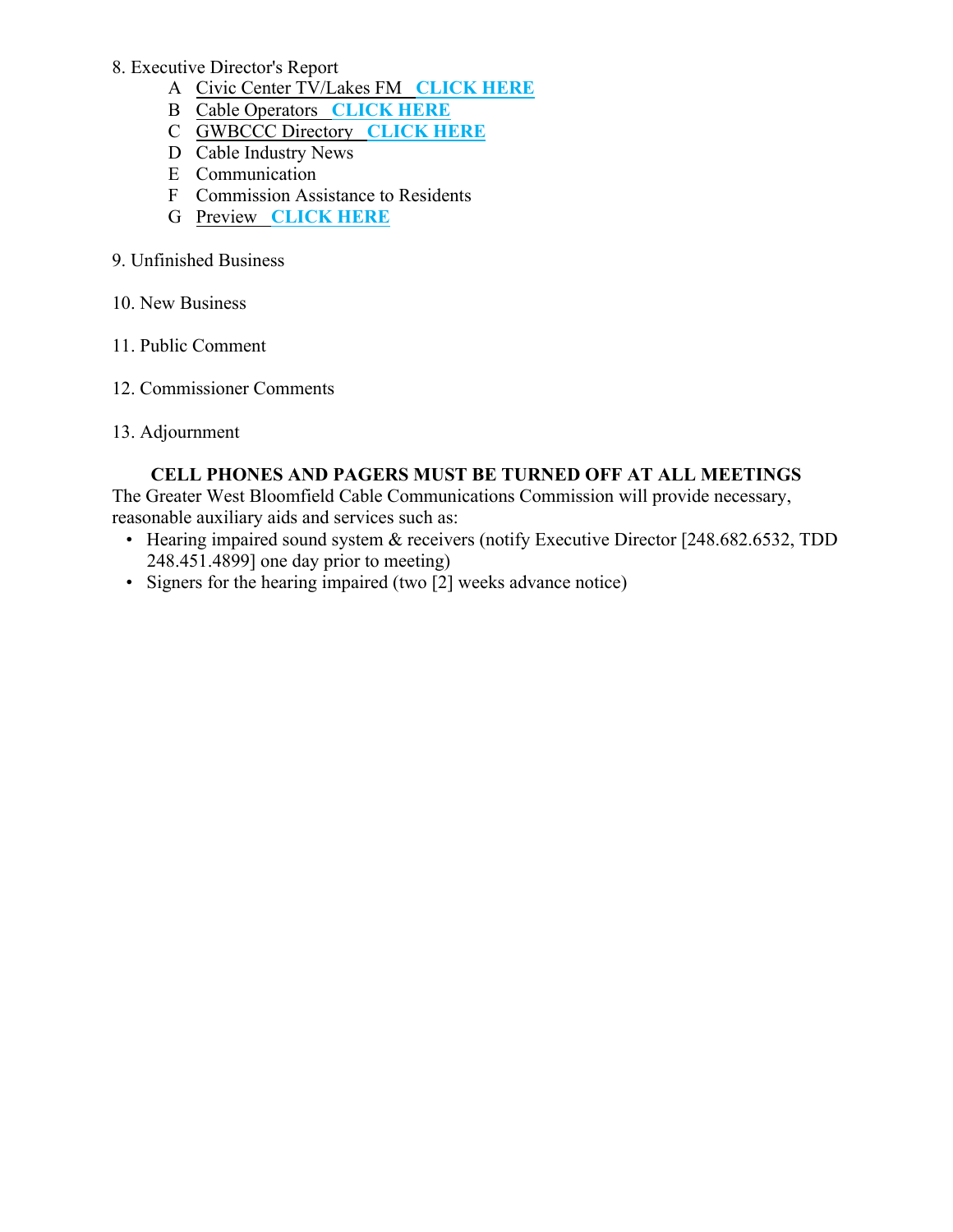8. Executive Director's Report
   - A Civic Center TV/Lakes FM **CLICK HERE**
   - B Cable Operators **CLICK HERE**
   - C GWBCCC Directory **CLICK HERE**
   - D Cable Industry News
   - E Communication
   - F Commission Assistance to Residents
   - G Preview **CLICK HERE**

9. Unfinished Business

10. New Business

11. Public Comment

12. Commissioner Comments

13. Adjournment

**CELL PHONES AND PAGERS MUST BE TURNED OFF AT ALL MEETINGS**

The Greater West Bloomfield Cable Communications Commission will provide necessary, reasonable auxiliary aids and services such as:

- Hearing impaired sound system & receivers (notify Executive Director [248.682.6532, TDD 248.451.4899] one day prior to meeting)
- Signers for the hearing impaired (two [2] weeks advance notice)